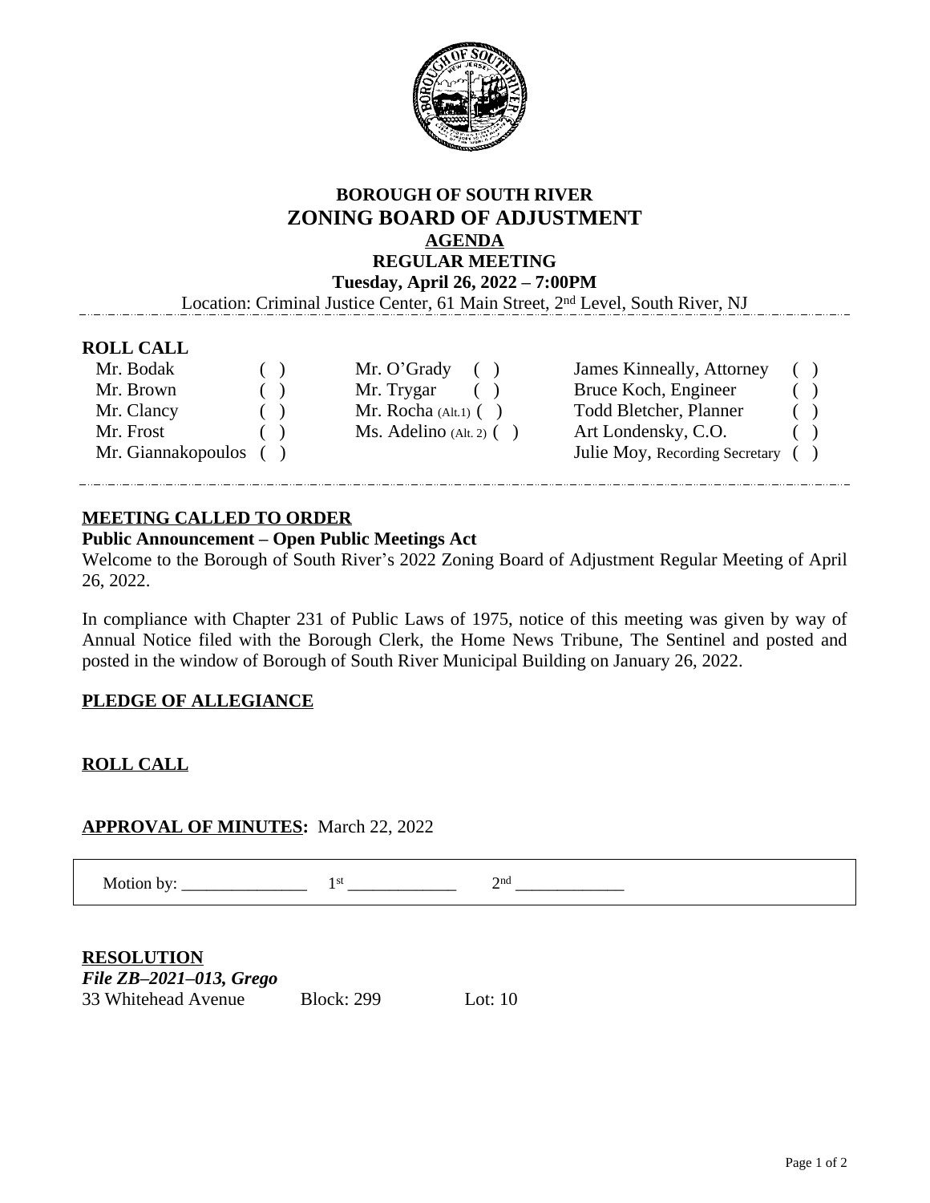# BOROUGH OF SOUTH RIVER
# ZONING BOARD OF ADJUSTMENT

## AGENDA

### REGULAR MEETING

**Tuesday, April 26, 2022 – 7:00PM**

Location: Criminal Justice Center, 61 Main Street, 2nd Level, South River, NJ

---

**ROLL CALL**

| | | | | | |
|---|---|---|---|---|---|
| Mr. Bodak | ( ) | Mr. O'Grady | ( ) | James Kinneally, Attorney | ( ) |
| Mr. Brown | ( ) | Mr. Trygar | ( ) | Bruce Koch, Engineer | ( ) |
| Mr. Clancy | ( ) | Mr. Rocha (Alt.1) | ( ) | Todd Bletcher, Planner | ( ) |
| Mr. Frost | ( ) | Ms. Adelino (Alt. 2) | ( ) | Art Londensky, C.O. | ( ) |
| Mr. Giannakopoulos | ( ) | | | Julie Moy, Recording Secretary | ( ) |

---

**MEETING CALLED TO ORDER**

**Public Announcement – Open Public Meetings Act**

Welcome to the Borough of South River's 2022 Zoning Board of Adjustment Regular Meeting of April 26, 2022.

In compliance with Chapter 231 of Public Laws of 1975, notice of this meeting was given by way of Annual Notice filed with the Borough Clerk, the Home News Tribune, The Sentinel and posted and posted in the window of Borough of South River Municipal Building on January 26, 2022.

**PLEDGE OF ALLEGIANCE**

**ROLL CALL**

**APPROVAL OF MINUTES:** March 22, 2022

Motion by: _______________ 1st _____________ 2nd _____________

**RESOLUTION**

***File ZB–2021–013, Grego***

33 Whitehead Avenue Block: 299 Lot: 10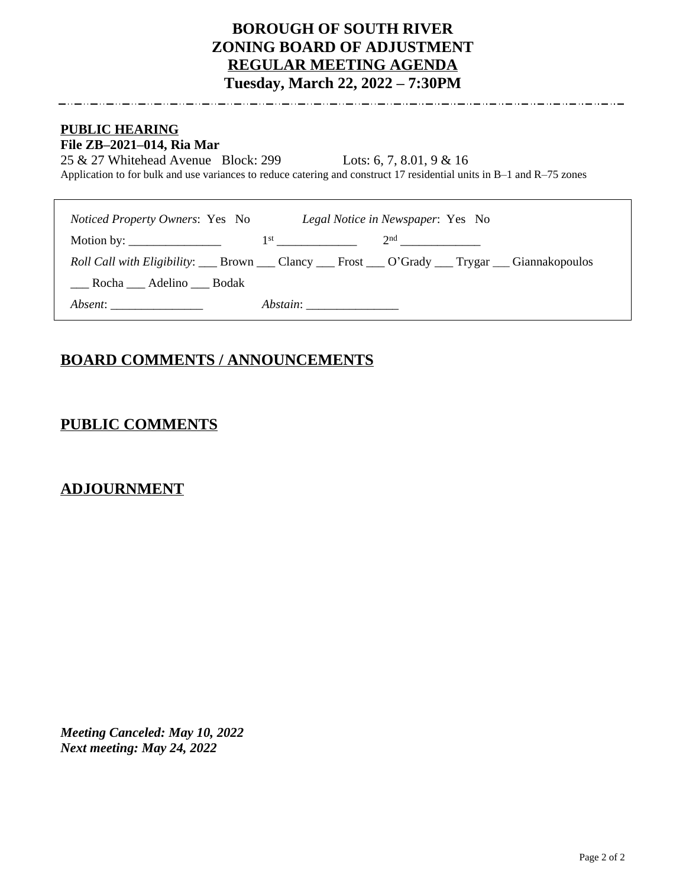# BOROUGH OF SOUTH RIVER
# ZONING BOARD OF ADJUSTMENT
# REGULAR MEETING AGENDA
# Tuesday, March 22, 2022 – 7:30PM

---

## PUBLIC HEARING

**File ZB–2021–014, Ria Mar**

25 & 27 Whitehead Avenue Block: 299 Lots: 6, 7, 8.01, 9 & 16

Application to for bulk and use variances to reduce catering and construct 17 residential units in B–1 and R–75 zones

*Noticed Property Owners*: Yes No *Legal Notice in Newspaper*: Yes No

Motion by: _______________ 1st _____________ 2nd _____________

*Roll Call with Eligibility*: ___ Brown ___ Clancy ___ Frost ___ O'Grady ___ Trygar ___ Giannakopoulos ___ Rocha ___ Adelino ___ Bodak

*Absent*: _______________ *Abstain*: _______________

## BOARD COMMENTS / ANNOUNCEMENTS

## PUBLIC COMMENTS

## ADJOURNMENT

***Meeting Canceled: May 10, 2022***
***Next meeting: May 24, 2022***